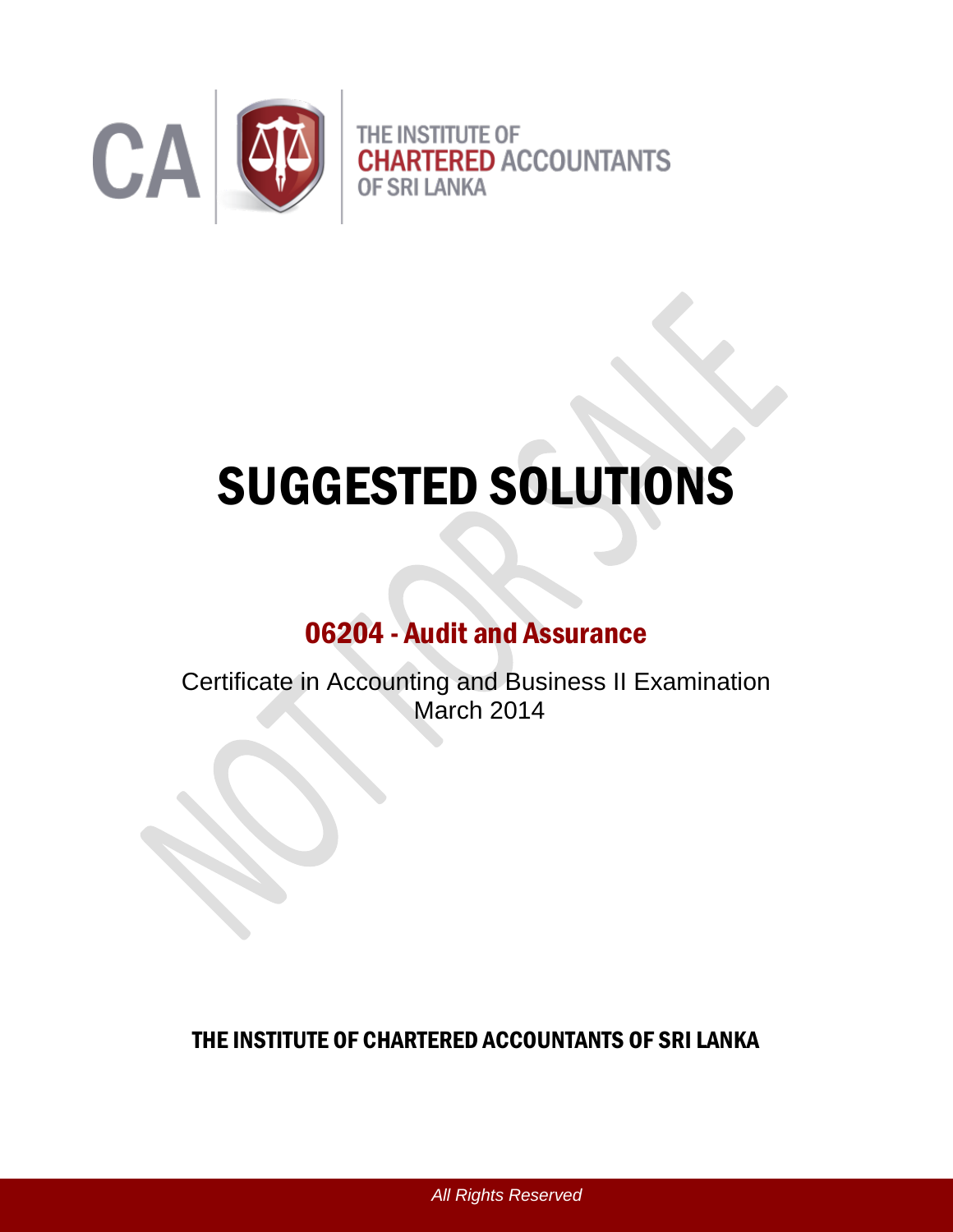CA | THE INSTITUTE OF CHARTERED ACCOUNTANTS OF SRI LANKA

# SUGGESTED SOLUTIONS

## 06204 - Audit and Assurance

Certificate in Accounting and Business II Examination
March 2014

**THE INSTITUTE OF CHARTERED ACCOUNTANTS OF SRI LANKA**

*All Rights Reserved*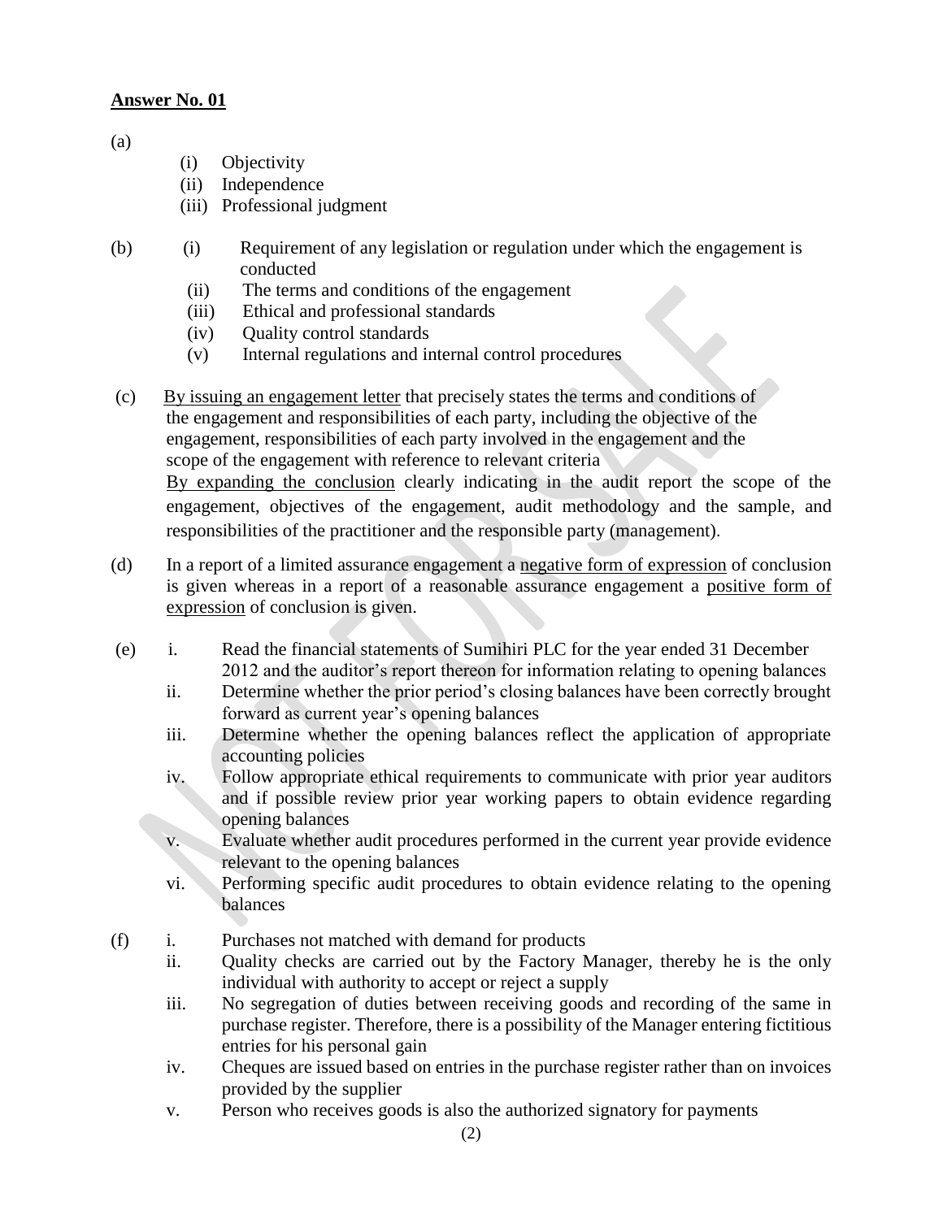**Answer No. 01**

(a)

(i) Objectivity

(ii) Independence

(iii) Professional judgment

(b)

(i) Requirement of any legislation or regulation under which the engagement is conducted

(ii) The terms and conditions of the engagement

(iii) Ethical and professional standards

(iv) Quality control standards

(v) Internal regulations and internal control procedures

(c) By issuing an engagement letter that precisely states the terms and conditions of the engagement and responsibilities of each party, including the objective of the engagement, responsibilities of each party involved in the engagement and the scope of the engagement with reference to relevant criteria

By expanding the conclusion clearly indicating in the audit report the scope of the engagement, objectives of the engagement, audit methodology and the sample, and responsibilities of the practitioner and the responsible party (management).

(d) In a report of a limited assurance engagement a negative form of expression of conclusion is given whereas in a report of a reasonable assurance engagement a positive form of expression of conclusion is given.

(e)

i. Read the financial statements of Sumihiri PLC for the year ended 31 December 2012 and the auditor's report thereon for information relating to opening balances

ii. Determine whether the prior period's closing balances have been correctly brought forward as current year's opening balances

iii. Determine whether the opening balances reflect the application of appropriate accounting policies

iv. Follow appropriate ethical requirements to communicate with prior year auditors and if possible review prior year working papers to obtain evidence regarding opening balances

v. Evaluate whether audit procedures performed in the current year provide evidence relevant to the opening balances

vi. Performing specific audit procedures to obtain evidence relating to the opening balances

(f)

i. Purchases not matched with demand for products

ii. Quality checks are carried out by the Factory Manager, thereby he is the only individual with authority to accept or reject a supply

iii. No segregation of duties between receiving goods and recording of the same in purchase register. Therefore, there is a possibility of the Manager entering fictitious entries for his personal gain

iv. Cheques are issued based on entries in the purchase register rather than on invoices provided by the supplier

v. Person who receives goods is also the authorized signatory for payments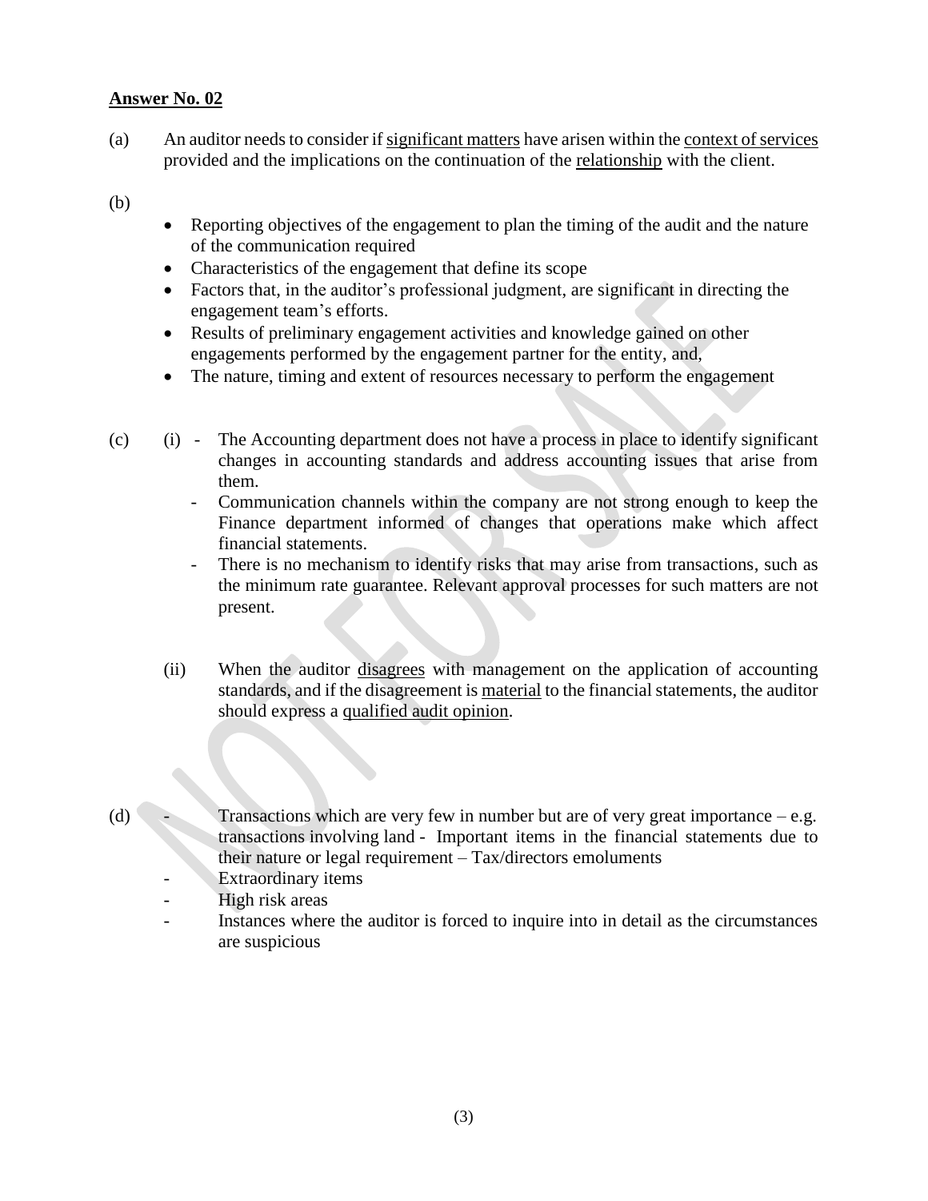**Answer No. 02**

(a) An auditor needs to consider if significant matters have arisen within the context of services provided and the implications on the continuation of the relationship with the client.

(b)

- Reporting objectives of the engagement to plan the timing of the audit and the nature of the communication required
- Characteristics of the engagement that define its scope
- Factors that, in the auditor's professional judgment, are significant in directing the engagement team's efforts.
- Results of preliminary engagement activities and knowledge gained on other engagements performed by the engagement partner for the entity, and,
- The nature, timing and extent of resources necessary to perform the engagement

(c) (i)

- The Accounting department does not have a process in place to identify significant changes in accounting standards and address accounting issues that arise from them.
- Communication channels within the company are not strong enough to keep the Finance department informed of changes that operations make which affect financial statements.
- There is no mechanism to identify risks that may arise from transactions, such as the minimum rate guarantee. Relevant approval processes for such matters are not present.

(ii) When the auditor disagrees with management on the application of accounting standards, and if the disagreement is material to the financial statements, the auditor should express a qualified audit opinion.

(d)

- Transactions which are very few in number but are of very great importance – e.g. transactions involving land - Important items in the financial statements due to their nature or legal requirement – Tax/directors emoluments
- Extraordinary items
- High risk areas
- Instances where the auditor is forced to inquire into in detail as the circumstances are suspicious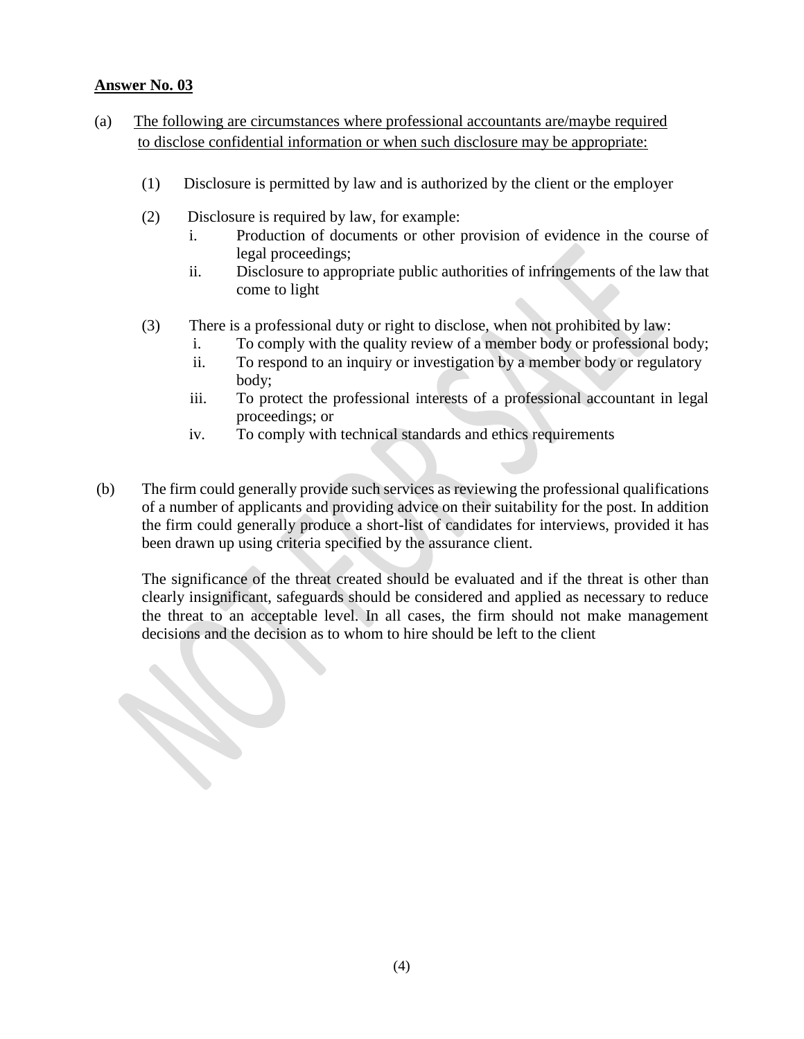**Answer No. 03**

(a) The following are circumstances where professional accountants are/maybe required to disclose confidential information or when such disclosure may be appropriate:

(1) Disclosure is permitted by law and is authorized by the client or the employer

(2) Disclosure is required by law, for example:

   i. Production of documents or other provision of evidence in the course of legal proceedings;

   ii. Disclosure to appropriate public authorities of infringements of the law that come to light

(3) There is a professional duty or right to disclose, when not prohibited by law:

   i. To comply with the quality review of a member body or professional body;

   ii. To respond to an inquiry or investigation by a member body or regulatory body;

   iii. To protect the professional interests of a professional accountant in legal proceedings; or

   iv. To comply with technical standards and ethics requirements

(b) The firm could generally provide such services as reviewing the professional qualifications of a number of applicants and providing advice on their suitability for the post. In addition the firm could generally produce a short-list of candidates for interviews, provided it has been drawn up using criteria specified by the assurance client.

The significance of the threat created should be evaluated and if the threat is other than clearly insignificant, safeguards should be considered and applied as necessary to reduce the threat to an acceptable level. In all cases, the firm should not make management decisions and the decision as to whom to hire should be left to the client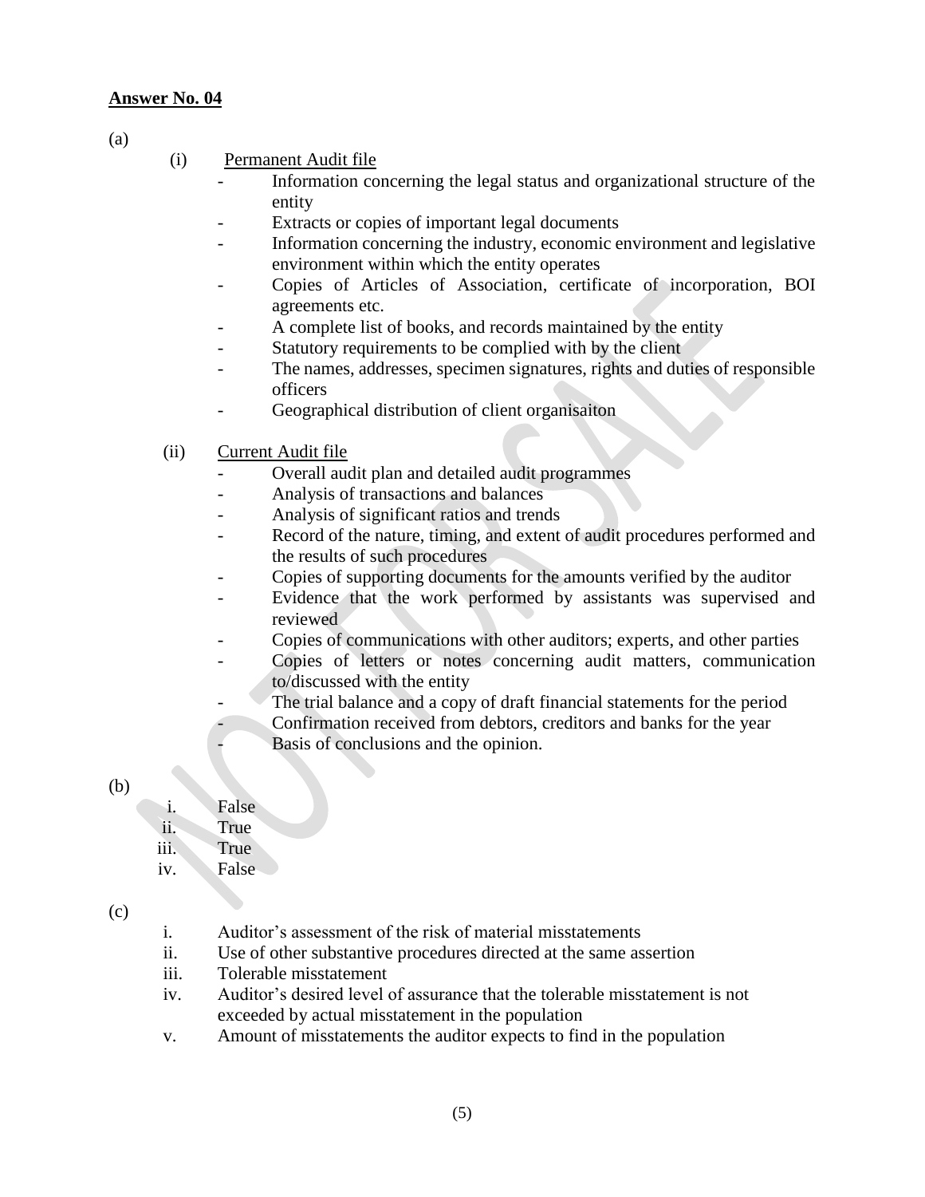**Answer No. 04**

(a)

(i) Permanent Audit file

- Information concerning the legal status and organizational structure of the entity
- Extracts or copies of important legal documents
- Information concerning the industry, economic environment and legislative environment within which the entity operates
- Copies of Articles of Association, certificate of incorporation, BOI agreements etc.
- A complete list of books, and records maintained by the entity
- Statutory requirements to be complied with by the client
- The names, addresses, specimen signatures, rights and duties of responsible officers
- Geographical distribution of client organisaiton

(ii) Current Audit file

- Overall audit plan and detailed audit programmes
- Analysis of transactions and balances
- Analysis of significant ratios and trends
- Record of the nature, timing, and extent of audit procedures performed and the results of such procedures
- Copies of supporting documents for the amounts verified by the auditor
- Evidence that the work performed by assistants was supervised and reviewed
- Copies of communications with other auditors; experts, and other parties
- Copies of letters or notes concerning audit matters, communication to/discussed with the entity
- The trial balance and a copy of draft financial statements for the period
- Confirmation received from debtors, creditors and banks for the year
- Basis of conclusions and the opinion.

(b)

i. False
ii. True
iii. True
iv. False

(c)

i. Auditor's assessment of the risk of material misstatements
ii. Use of other substantive procedures directed at the same assertion
iii. Tolerable misstatement
iv. Auditor's desired level of assurance that the tolerable misstatement is not exceeded by actual misstatement in the population
v. Amount of misstatements the auditor expects to find in the population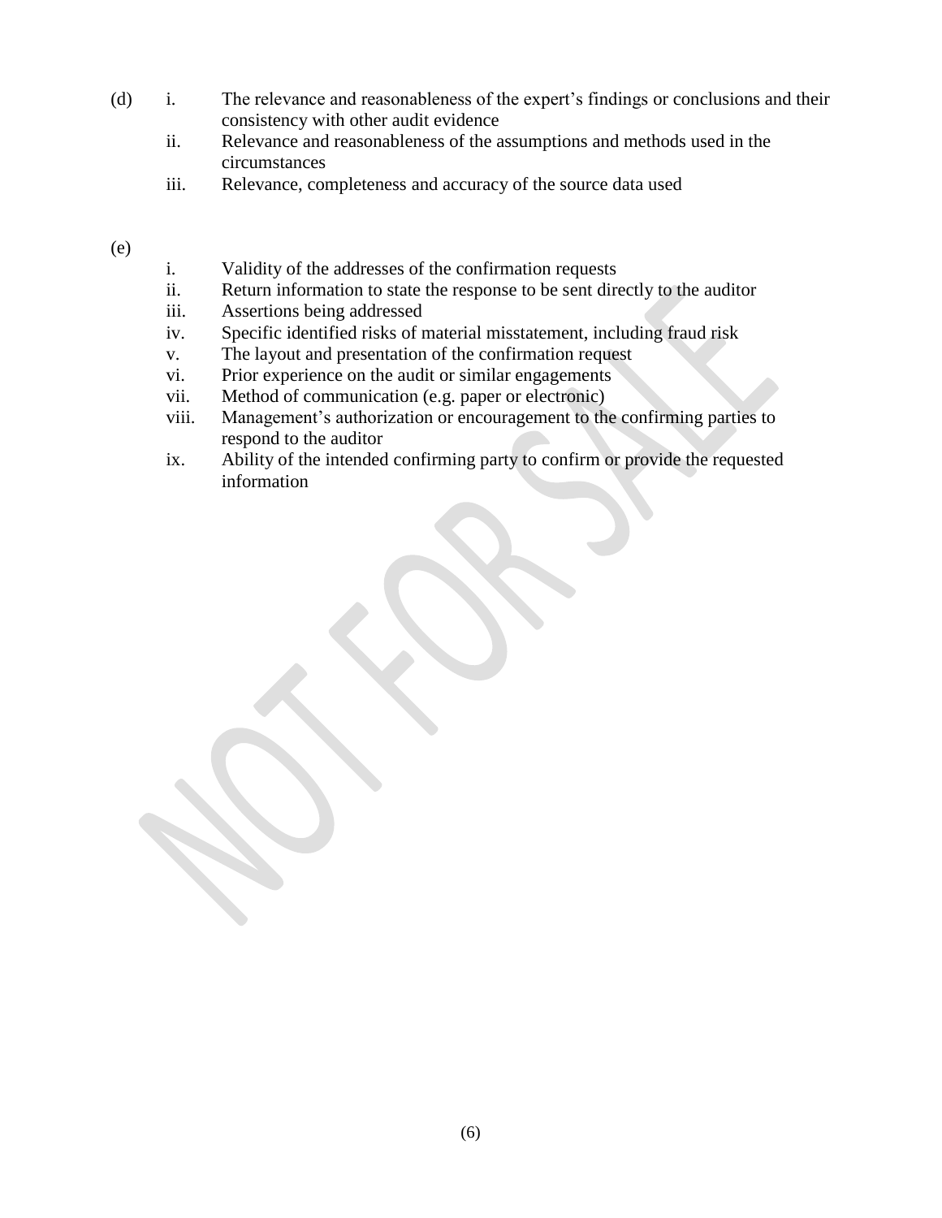(d)

i. The relevance and reasonableness of the expert's findings or conclusions and their consistency with other audit evidence
ii. Relevance and reasonableness of the assumptions and methods used in the circumstances
iii. Relevance, completeness and accuracy of the source data used

(e)

i. Validity of the addresses of the confirmation requests
ii. Return information to state the response to be sent directly to the auditor
iii. Assertions being addressed
iv. Specific identified risks of material misstatement, including fraud risk
v. The layout and presentation of the confirmation request
vi. Prior experience on the audit or similar engagements
vii. Method of communication (e.g. paper or electronic)
viii. Management's authorization or encouragement to the confirming parties to respond to the auditor
ix. Ability of the intended confirming party to confirm or provide the requested information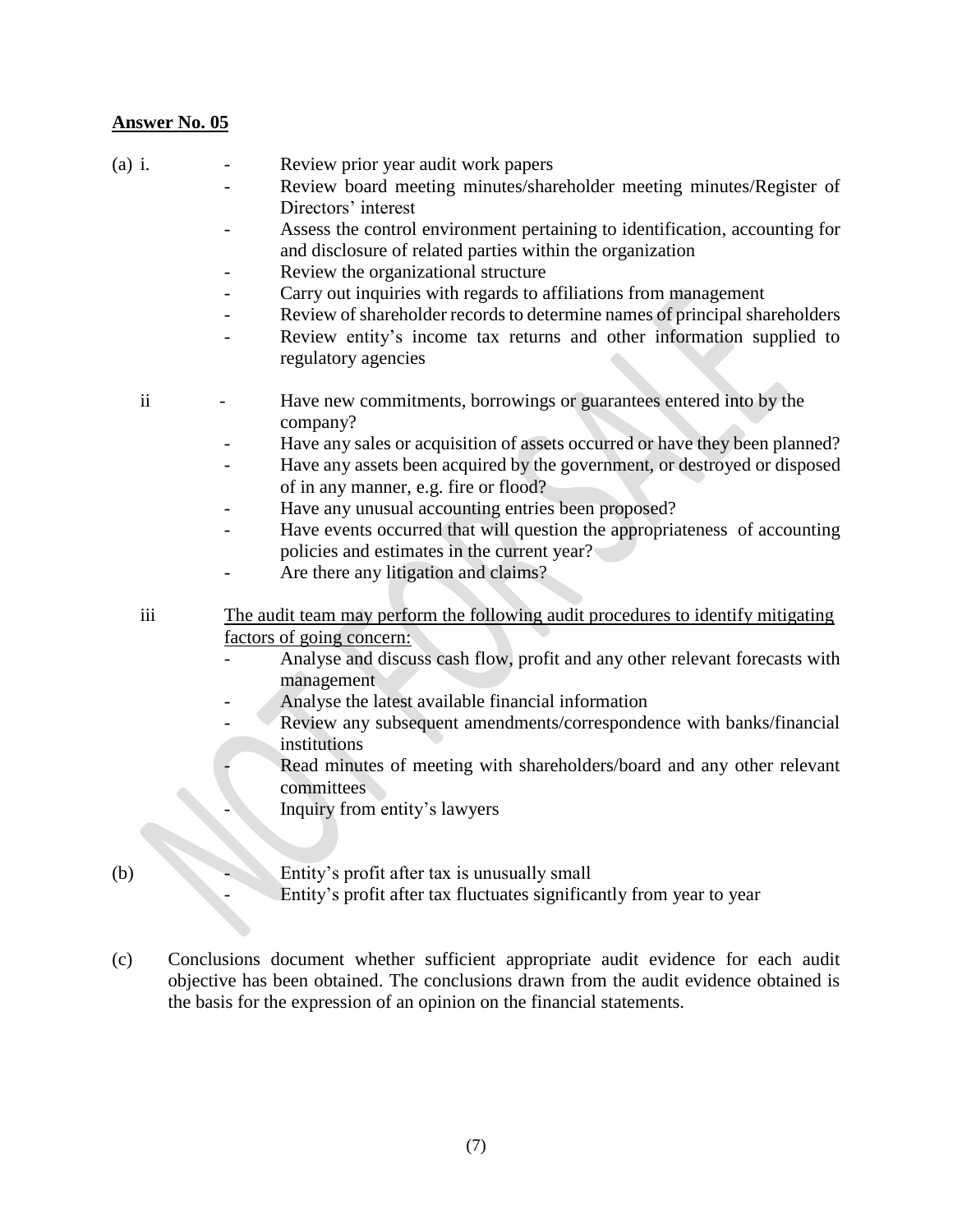**Answer No. 05**

(a) i.

- Review prior year audit work papers
- Review board meeting minutes/shareholder meeting minutes/Register of Directors' interest
- Assess the control environment pertaining to identification, accounting for and disclosure of related parties within the organization
- Review the organizational structure
- Carry out inquiries with regards to affiliations from management
- Review of shareholder records to determine names of principal shareholders
- Review entity's income tax returns and other information supplied to regulatory agencies

ii

- Have new commitments, borrowings or guarantees entered into by the company?
- Have any sales or acquisition of assets occurred or have they been planned?
- Have any assets been acquired by the government, or destroyed or disposed of in any manner, e.g. fire or flood?
- Have any unusual accounting entries been proposed?
- Have events occurred that will question the appropriateness of accounting policies and estimates in the current year?
- Are there any litigation and claims?

iii

<u>The audit team may perform the following audit procedures to identify mitigating factors of going concern:</u>

- Analyse and discuss cash flow, profit and any other relevant forecasts with management
- Analyse the latest available financial information
- Review any subsequent amendments/correspondence with banks/financial institutions
- Read minutes of meeting with shareholders/board and any other relevant committees
- Inquiry from entity's lawyers

(b)

- Entity's profit after tax is unusually small
- Entity's profit after tax fluctuates significantly from year to year

(c) Conclusions document whether sufficient appropriate audit evidence for each audit objective has been obtained. The conclusions drawn from the audit evidence obtained is the basis for the expression of an opinion on the financial statements.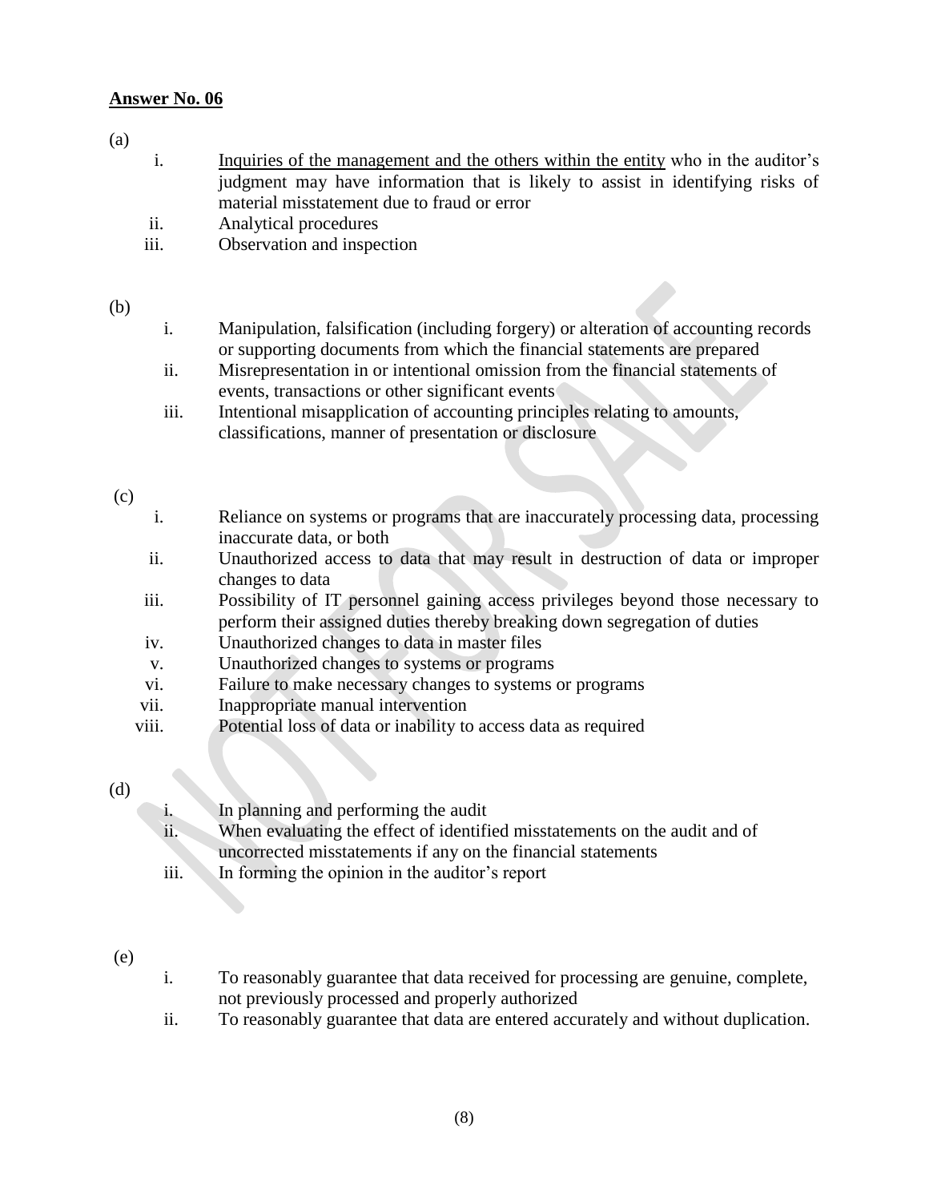**<u>Answer No. 06</u>**

(a)

i. <u>Inquiries of the management and the others within the entity</u> who in the auditor's judgment may have information that is likely to assist in identifying risks of material misstatement due to fraud or error
ii. Analytical procedures
iii. Observation and inspection

(b)

i. Manipulation, falsification (including forgery) or alteration of accounting records or supporting documents from which the financial statements are prepared
ii. Misrepresentation in or intentional omission from the financial statements of events, transactions or other significant events
iii. Intentional misapplication of accounting principles relating to amounts, classifications, manner of presentation or disclosure

(c)

i. Reliance on systems or programs that are inaccurately processing data, processing inaccurate data, or both
ii. Unauthorized access to data that may result in destruction of data or improper changes to data
iii. Possibility of IT personnel gaining access privileges beyond those necessary to perform their assigned duties thereby breaking down segregation of duties
iv. Unauthorized changes to data in master files
v. Unauthorized changes to systems or programs
vi. Failure to make necessary changes to systems or programs
vii. Inappropriate manual intervention
viii. Potential loss of data or inability to access data as required

(d)

i. In planning and performing the audit
ii. When evaluating the effect of identified misstatements on the audit and of uncorrected misstatements if any on the financial statements
iii. In forming the opinion in the auditor's report

(e)

i. To reasonably guarantee that data received for processing are genuine, complete, not previously processed and properly authorized
ii. To reasonably guarantee that data are entered accurately and without duplication.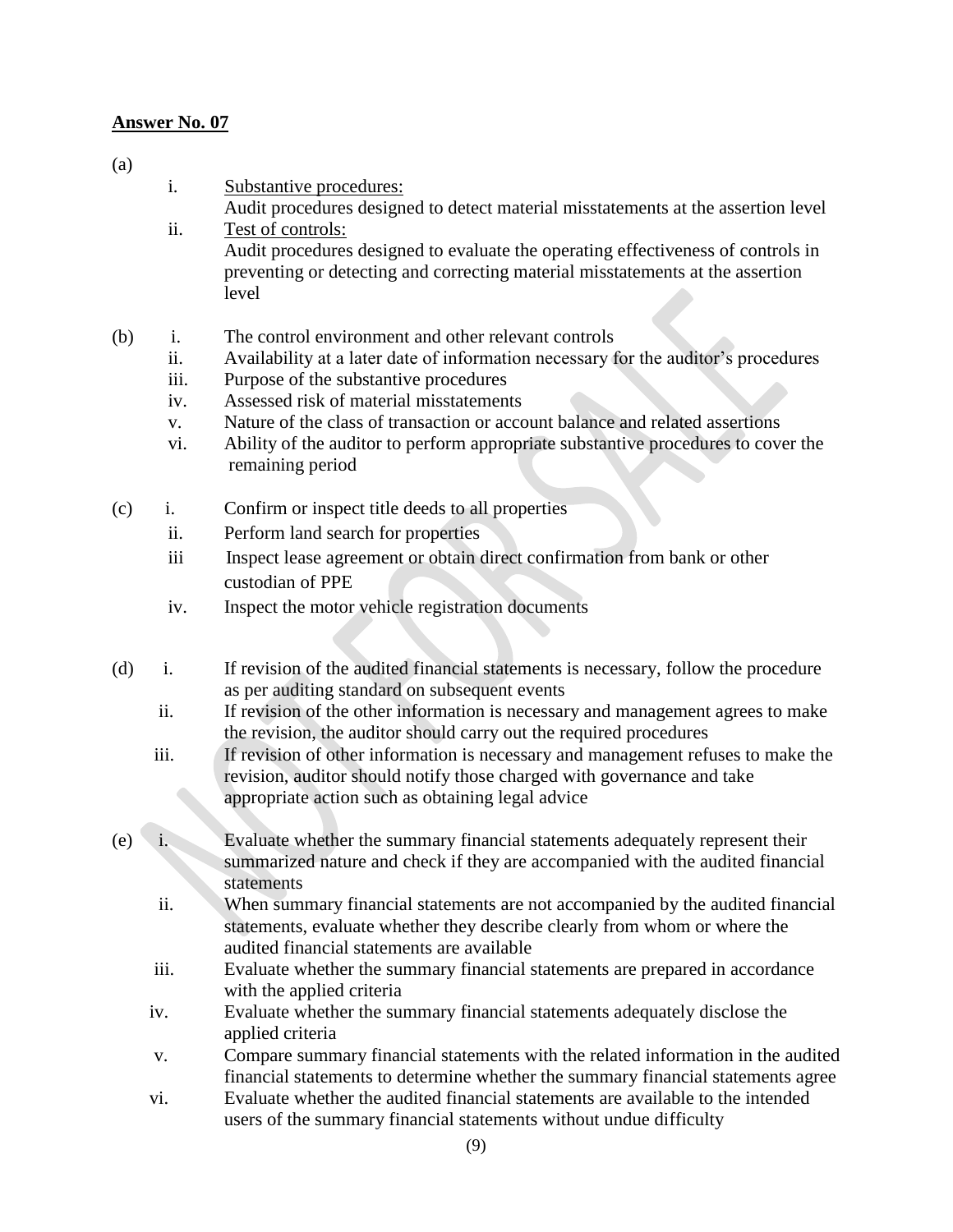## Answer No. 07

(a)

i. Substantive procedures:
Audit procedures designed to detect material misstatements at the assertion level

ii. Test of controls:
Audit procedures designed to evaluate the operating effectiveness of controls in preventing or detecting and correcting material misstatements at the assertion level

(b)

i. The control environment and other relevant controls
ii. Availability at a later date of information necessary for the auditor's procedures
iii. Purpose of the substantive procedures
iv. Assessed risk of material misstatements
v. Nature of the class of transaction or account balance and related assertions
vi. Ability of the auditor to perform appropriate substantive procedures to cover the remaining period

(c)

i. Confirm or inspect title deeds to all properties
ii. Perform land search for properties
iii Inspect lease agreement or obtain direct confirmation from bank or other custodian of PPE
iv. Inspect the motor vehicle registration documents

(d)

i. If revision of the audited financial statements is necessary, follow the procedure as per auditing standard on subsequent events
ii. If revision of the other information is necessary and management agrees to make the revision, the auditor should carry out the required procedures
iii. If revision of other information is necessary and management refuses to make the revision, auditor should notify those charged with governance and take appropriate action such as obtaining legal advice

(e)

i. Evaluate whether the summary financial statements adequately represent their summarized nature and check if they are accompanied with the audited financial statements
ii. When summary financial statements are not accompanied by the audited financial statements, evaluate whether they describe clearly from whom or where the audited financial statements are available
iii. Evaluate whether the summary financial statements are prepared in accordance with the applied criteria
iv. Evaluate whether the summary financial statements adequately disclose the applied criteria
v. Compare summary financial statements with the related information in the audited financial statements to determine whether the summary financial statements agree
vi. Evaluate whether the audited financial statements are available to the intended users of the summary financial statements without undue difficulty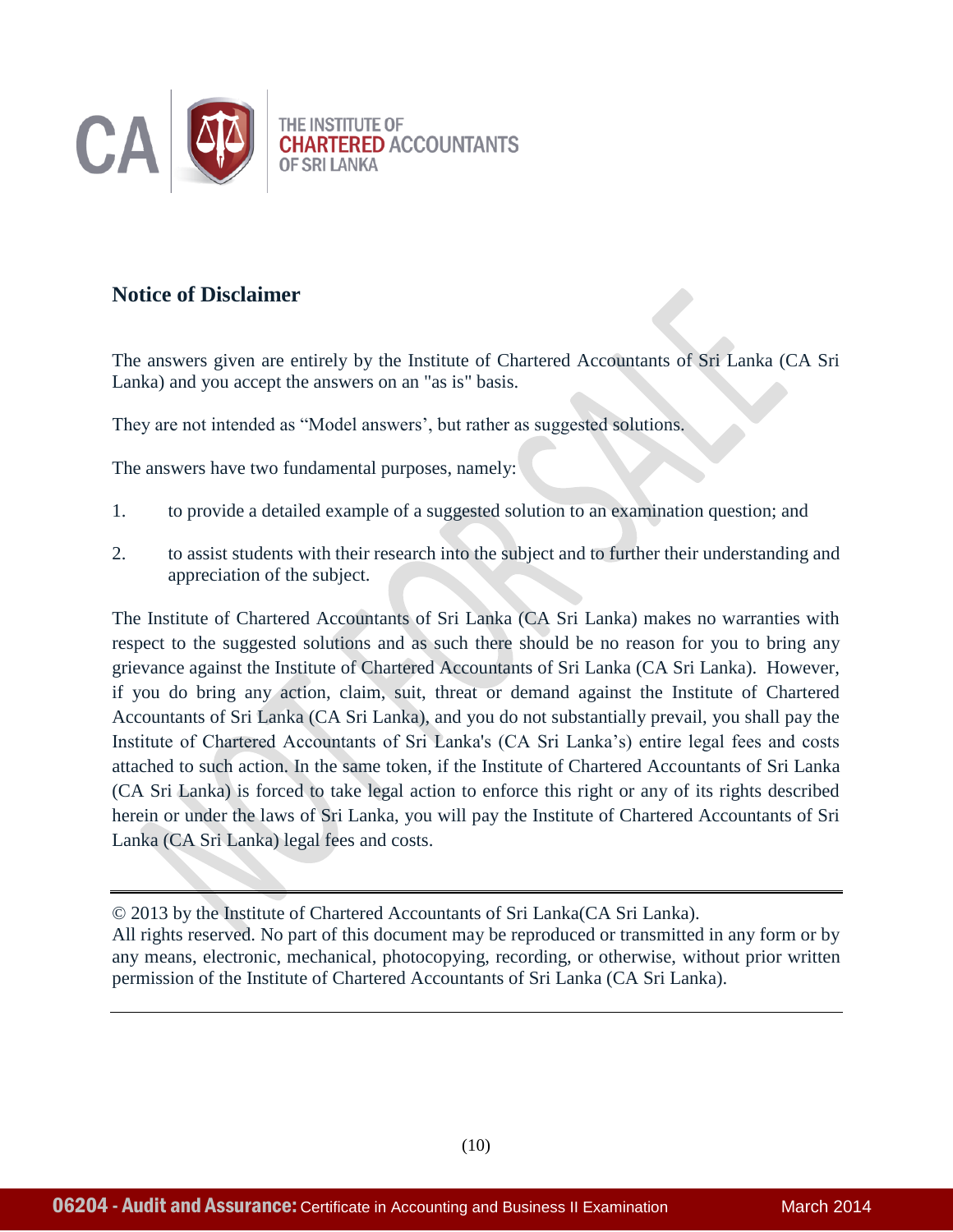## Notice of Disclaimer

The answers given are entirely by the Institute of Chartered Accountants of Sri Lanka (CA Sri Lanka) and you accept the answers on an "as is" basis.

They are not intended as "Model answers', but rather as suggested solutions.

The answers have two fundamental purposes, namely:

1. to provide a detailed example of a suggested solution to an examination question; and

2. to assist students with their research into the subject and to further their understanding and appreciation of the subject.

The Institute of Chartered Accountants of Sri Lanka (CA Sri Lanka) makes no warranties with respect to the suggested solutions and as such there should be no reason for you to bring any grievance against the Institute of Chartered Accountants of Sri Lanka (CA Sri Lanka). However, if you do bring any action, claim, suit, threat or demand against the Institute of Chartered Accountants of Sri Lanka (CA Sri Lanka), and you do not substantially prevail, you shall pay the Institute of Chartered Accountants of Sri Lanka's (CA Sri Lanka's) entire legal fees and costs attached to such action. In the same token, if the Institute of Chartered Accountants of Sri Lanka (CA Sri Lanka) is forced to take legal action to enforce this right or any of its rights described herein or under the laws of Sri Lanka, you will pay the Institute of Chartered Accountants of Sri Lanka (CA Sri Lanka) legal fees and costs.

---

© 2013 by the Institute of Chartered Accountants of Sri Lanka(CA Sri Lanka).
All rights reserved. No part of this document may be reproduced or transmitted in any form or by any means, electronic, mechanical, photocopying, recording, or otherwise, without prior written permission of the Institute of Chartered Accountants of Sri Lanka (CA Sri Lanka).

---